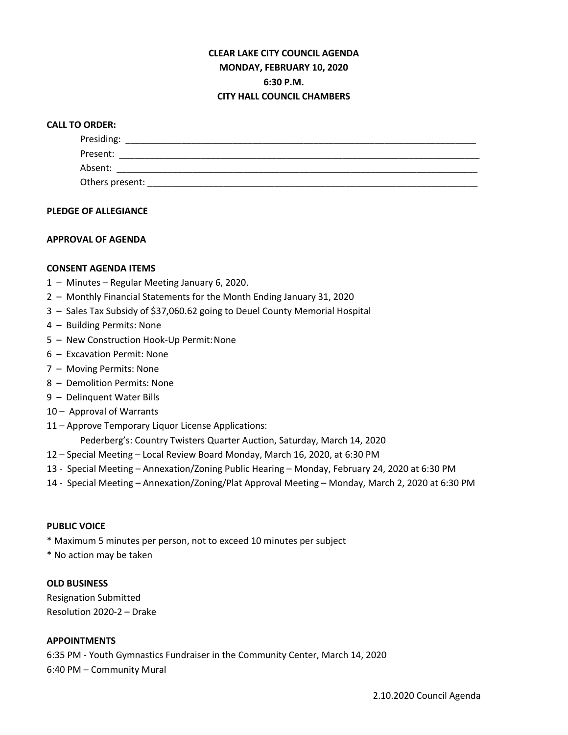**CLEAR LAKE CITY COUNCIL AGENDA**
**MONDAY, FEBRUARY 10, 2020**
**6:30 P.M.**
**CITY HALL COUNCIL CHAMBERS**

**CALL TO ORDER:**

Presiding: ____________________________________________________________________

Present: ______________________________________________________________________

Absent: _______________________________________________________________________

Others present: ________________________________________________________________

**PLEDGE OF ALLEGIANCE**

**APPROVAL OF AGENDA**

**CONSENT AGENDA ITEMS**

1 – Minutes – Regular Meeting January 6, 2020.
2 – Monthly Financial Statements for the Month Ending January 31, 2020
3 – Sales Tax Subsidy of $37,060.62 going to Deuel County Memorial Hospital
4 – Building Permits: None
5 – New Construction Hook-Up Permit: None
6 – Excavation Permit: None
7 – Moving Permits: None
8 – Demolition Permits: None
9 – Delinquent Water Bills
10 – Approval of Warrants
11 – Approve Temporary Liquor License Applications:
  Pederberg's: Country Twisters Quarter Auction, Saturday, March 14, 2020
12 – Special Meeting – Local Review Board Monday, March 16, 2020, at 6:30 PM
13 - Special Meeting – Annexation/Zoning Public Hearing – Monday, February 24, 2020 at 6:30 PM
14 - Special Meeting – Annexation/Zoning/Plat Approval Meeting – Monday, March 2, 2020 at 6:30 PM

**PUBLIC VOICE**

* Maximum 5 minutes per person, not to exceed 10 minutes per subject
* No action may be taken

**OLD BUSINESS**

Resignation Submitted
Resolution 2020-2 – Drake

**APPOINTMENTS**

6:35 PM - Youth Gymnastics Fundraiser in the Community Center, March 14, 2020
6:40 PM – Community Mural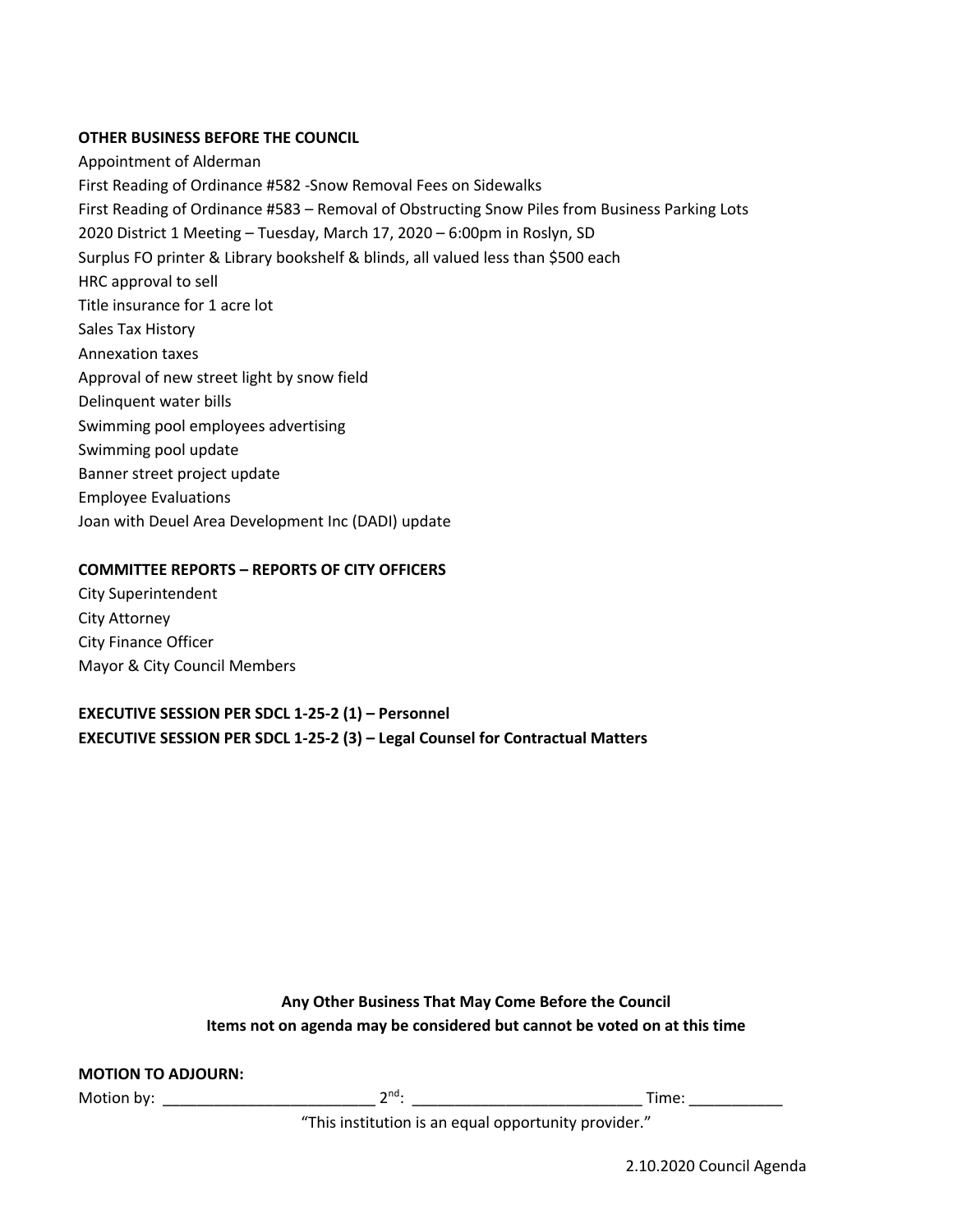**OTHER BUSINESS BEFORE THE COUNCIL**

Appointment of Alderman
First Reading of Ordinance #582 -Snow Removal Fees on Sidewalks
First Reading of Ordinance #583 – Removal of Obstructing Snow Piles from Business Parking Lots
2020 District 1 Meeting – Tuesday, March 17, 2020 – 6:00pm in Roslyn, SD
Surplus FO printer & Library bookshelf & blinds, all valued less than $500 each
HRC approval to sell
Title insurance for 1 acre lot
Sales Tax History
Annexation taxes
Approval of new street light by snow field
Delinquent water bills
Swimming pool employees advertising
Swimming pool update
Banner street project update
Employee Evaluations
Joan with Deuel Area Development Inc (DADI) update

**COMMITTEE REPORTS – REPORTS OF CITY OFFICERS**

City Superintendent
City Attorney
City Finance Officer
Mayor & City Council Members

**EXECUTIVE SESSION PER SDCL 1-25-2 (1) – Personnel**
**EXECUTIVE SESSION PER SDCL 1-25-2 (3) – Legal Counsel for Contractual Matters**

**Any Other Business That May Come Before the Council**
**Items not on agenda may be considered but cannot be voted on at this time**

**MOTION TO ADJOURN:**

Motion by: _________________________ 2nd: ___________________________ Time: ___________

"This institution is an equal opportunity provider."

2.10.2020 Council Agenda